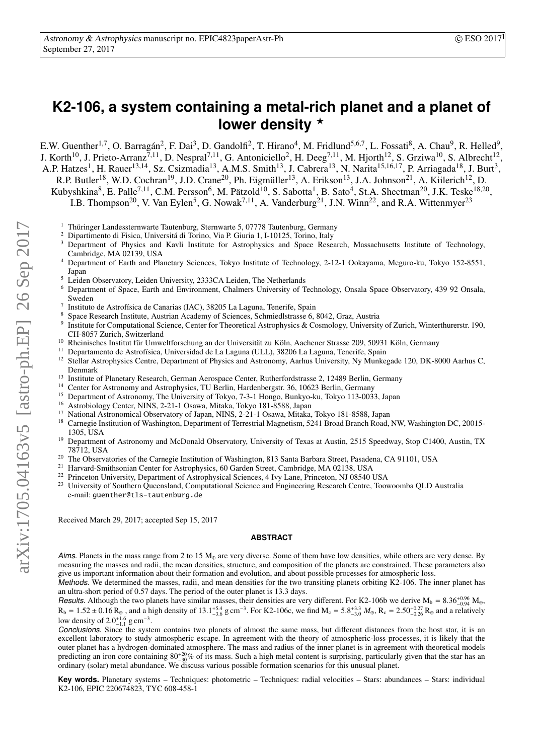# K2-106, a system containing a metal-rich planet and a planet of lower density ⋆

E.W. Guenther[1,7], O. Barragán[2], F. Dai[3], D. Gandolfi[2], T. Hirano[4], M. Fridlund[5,6,7], L. Fossati[8], A. Chau[9], R. Helled[9], J. Korth[10], J. Prieto-Arranz[7,11], D. Nespral[7,11], G. Antoniciello[2], H. Deeg[7,11], M. Hjorth[12], S. Grziwa[10], S. Albrecht[12], A.P. Hatzes[1], H. Rauer[13,14], Sz. Csizmadia[13], A.M.S. Smith[13], J. Cabrera[13], N. Narita[15,16,17], P. Arriagada[18], J. Burt[3], R.P. Butler[18], W.D. Cochran[19], J.D. Crane[20], Ph. Eigmüller[13], A. Erikson[13], J.A. Johnson[21], A. Kiilerich[12], D. Kubyshkina[8], E. Palle[7,11], C.M. Persson[6], M. Pätzold[10], S. Sabotta[1], B. Sato[4], St.A. Shectman[20], J.K. Teske[18,20], I.B. Thompson[20], V. Van Eylen[5], G. Nowak[7,11], A. Vanderburg[21], J.N. Winn[22], and R.A. Wittenmyer[23]

1. Thüringer Landessternwarte Tautenburg, Sternwarte 5, 07778 Tautenburg, Germany
2. Dipartimento di Fisica, Universitá di Torino, Via P. Giuria 1, I-10125, Torino, Italy
3. Department of Physics and Kavli Institute for Astrophysics and Space Research, Massachusetts Institute of Technology, Cambridge, MA 02139, USA
4. Department of Earth and Planetary Sciences, Tokyo Institute of Technology, 2-12-1 Ookayama, Meguro-ku, Tokyo 152-8551, Japan
5. Leiden Observatory, Leiden University, 2333CA Leiden, The Netherlands
6. Department of Space, Earth and Environment, Chalmers University of Technology, Onsala Space Observatory, 439 92 Onsala, Sweden
7. Instituto de Astrofísica de Canarias (IAC), 38205 La Laguna, Tenerife, Spain
8. Space Research Institute, Austrian Academy of Sciences, Schmiedlstrasse 6, 8042, Graz, Austria
9. Institute for Computational Science, Center for Theoretical Astrophysics & Cosmology, University of Zurich, Winterthurerstr. 190, CH-8057 Zurich, Switzerland
10. Rheinisches Institut für Umweltforschung an der Universität zu Köln, Aachener Strasse 209, 50931 Köln, Germany
11. Departamento de Astrofísica, Universidad de La Laguna (ULL), 38206 La Laguna, Tenerife, Spain
12. Stellar Astrophysics Centre, Department of Physics and Astronomy, Aarhus University, Ny Munkegade 120, DK-8000 Aarhus C, Denmark
13. Institute of Planetary Research, German Aerospace Center, Rutherfordstrasse 2, 12489 Berlin, Germany
14. Center for Astronomy and Astrophysics, TU Berlin, Hardenbergstr. 36, 10623 Berlin, Germany
15. Department of Astronomy, The University of Tokyo, 7-3-1 Hongo, Bunkyo-ku, Tokyo 113-0033, Japan
16. Astrobiology Center, NINS, 2-21-1 Osawa, Mitaka, Tokyo 181-8588, Japan
17. National Astronomical Observatory of Japan, NINS, 2-21-1 Osawa, Mitaka, Tokyo 181-8588, Japan
18. Carnegie Institution of Washington, Department of Terrestrial Magnetism, 5241 Broad Branch Road, NW, Washington DC, 20015-1305, USA
19. Department of Astronomy and McDonald Observatory, University of Texas at Austin, 2515 Speedway, Stop C1400, Austin, TX 78712, USA
20. The Observatories of the Carnegie Institution of Washington, 813 Santa Barbara Street, Pasadena, CA 91101, USA
21. Harvard-Smithsonian Center for Astrophysics, 60 Garden Street, Cambridge, MA 02138, USA
22. Princeton University, Department of Astrophysical Sciences, 4 Ivy Lane, Princeton, NJ 08540 USA
23. University of Southern Queensland, Computational Science and Engineering Research Centre, Toowoomba QLD Australia

e-mail: guenther@tls-tautenburg.de

Received March 29, 2017; accepted Sep 15, 2017

## ABSTRACT

*Aims.* Planets in the mass range from 2 to 15 $M_\oplus$ are very diverse. Some of them have low densities, while others are very dense. By measuring the masses and radii, the mean densities, structure, and composition of the planets are constrained. These parameters also give us important information about their formation and evolution, and about possible processes for atmospheric loss.

*Methods.* We determined the masses, radii, and mean densities for the two transiting planets orbiting K2-106. The inner planet has an ultra-short period of 0.57 days. The period of the outer planet is 13.3 days.

*Results.* Although the two planets have similar masses, their densities are very different. For K2-106b we derive $M_b = 8.36^{+0.96}_{-0.94}$ $M_\oplus$, $R_b = 1.52 \pm 0.16$ $R_\oplus$, and a high density of $13.1^{+5.4}_{-3.6}$ g cm$^{-3}$. For K2-106c, we find $M_c = 5.8^{+3.3}_{-3.0}$ $M_\oplus$, $R_c = 2.50^{+0.27}_{-0.26}$ $R_\oplus$ and a relatively low density of $2.0^{+1.6}_{-1.1}$ g cm$^{-3}$.

*Conclusions.* Since the system contains two planets of almost the same mass, but different distances from the host star, it is an excellent laboratory to study atmospheric escape. In agreement with the theory of atmospheric-loss processes, it is likely that the outer planet has a hydrogen-dominated atmosphere. The mass and radius of the inner planet is in agreement with theoretical models predicting an iron core containing $80^{+20}_{-30}$% of its mass. Such a high metal content is surprising, particularly given that the star has an ordinary (solar) metal abundance. We discuss various possible formation scenarios for this unusual planet.

**Key words.** Planetary systems – Techniques: photometric – Techniques: radial velocities – Stars: abundances – Stars: individual K2-106, EPIC 220674823, TYC 608-458-1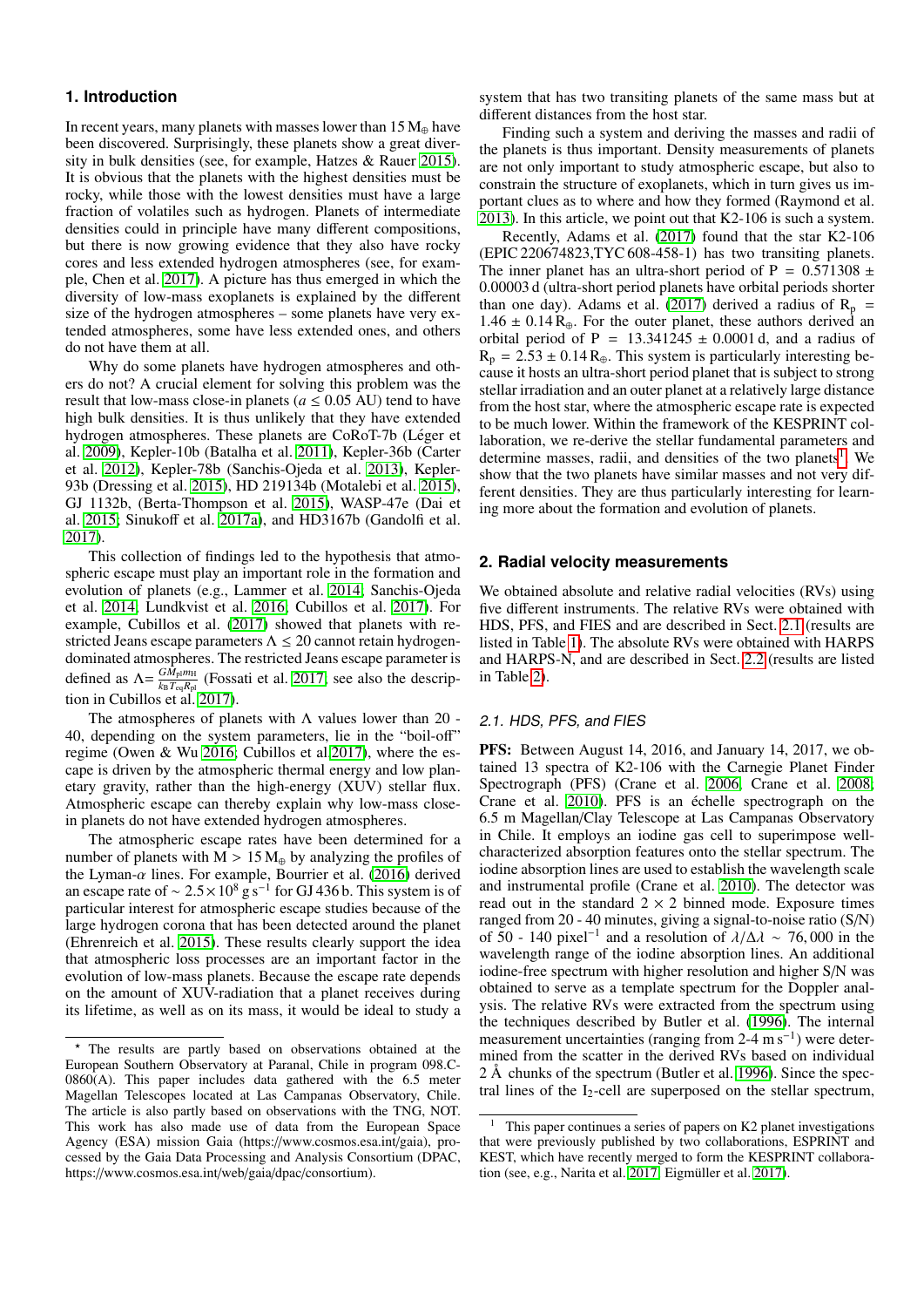## 1. Introduction

In recent years, many planets with masses lower than 15 $M_\oplus$ have been discovered. Surprisingly, these planets show a great diversity in bulk densities (see, for example, Hatzes & Rauer 2015). It is obvious that the planets with the highest densities must be rocky, while those with the lowest densities must have a large fraction of volatiles such as hydrogen. Planets of intermediate densities could in principle have many different compositions, but there is now growing evidence that they also have rocky cores and less extended hydrogen atmospheres (see, for example, Chen et al. 2017). A picture has thus emerged in which the diversity of low-mass exoplanets is explained by the different size of the hydrogen atmospheres – some planets have very extended atmospheres, some have less extended ones, and others do not have them at all.

Why do some planets have hydrogen atmospheres and others do not? A crucial element for solving this problem was the result that low-mass close-in planets ($a \lesssim 0.05$ AU) tend to have high bulk densities. It is thus unlikely that they have extended hydrogen atmospheres. These planets are CoRoT-7b (Léger et al. 2009), Kepler-10b (Batalha et al. 2011), Kepler-36b (Carter et al. 2012), Kepler-78b (Sanchis-Ojeda et al. 2013), Kepler-93b (Dressing et al. 2015), HD 219134b (Motalebi et al. 2015), GJ 1132b, (Berta-Thompson et al. 2015), WASP-47e (Dai et al. 2015; Sinukoff et al. 2017a), and HD3167b (Gandolfi et al. 2017).

This collection of findings led to the hypothesis that atmospheric escape must play an important role in the formation and evolution of planets (e.g., Lammer et al. 2014, Sanchis-Ojeda et al. 2014, Lundkvist et al. 2016, Cubillos et al. 2017). For example, Cubillos et al. (2017) showed that planets with restricted Jeans escape parameters $\Lambda \leq 20$ cannot retain hydrogen-dominated atmospheres. The restricted Jeans escape parameter is defined as $\Lambda = \frac{G M_{\rm pl} m_{\rm H}}{k_{\rm B} T_{\rm eq} R_{\rm pl}}$ (Fossati et al. 2017, see also the description in Cubillos et al. 2017).

The atmospheres of planets with $\Lambda$ values lower than 20 - 40, depending on the system parameters, lie in the "boil-off" regime (Owen & Wu 2016; Cubillos et al 2017), where the escape is driven by the atmospheric thermal energy and low planetary gravity, rather than the high-energy (XUV) stellar flux. Atmospheric escape can thereby explain why low-mass close-in planets do not have extended hydrogen atmospheres.

The atmospheric escape rates have been determined for a number of planets with M > 15 $M_\oplus$ by analyzing the profiles of the Lyman-$\alpha$ lines. For example, Bourrier et al. (2016) derived an escape rate of $\sim 2.5\times10^{8}$ g s$^{-1}$ for GJ 436 b. This system is of particular interest for atmospheric escape studies because of the large hydrogen corona that has been detected around the planet (Ehrenreich et al. 2015). These results clearly support the idea that atmospheric loss processes are an important factor in the evolution of low-mass planets. Because the escape rate depends on the amount of XUV-radiation that a planet receives during its lifetime, as well as on its mass, it would be ideal to study a system that has two transiting planets of the same mass but at different distances from the host star.

Finding such a system and deriving the masses and radii of the planets is thus important. Density measurements of planets are not only important to study atmospheric escape, but also to constrain the structure of exoplanets, which in turn gives us important clues as to where and how they formed (Raymond et al. 2013). In this article, we point out that K2-106 is such a system.

Recently, Adams et al. (2017) found that the star K2-106 (EPIC 220674823,TYC 608-458-1) has two transiting planets. The inner planet has an ultra-short period of P = 0.571308 ± 0.00003 d (ultra-short period planets have orbital periods shorter than one day). Adams et al. (2017) derived a radius of $R_p$ = 1.46 ± 0.14 $R_\oplus$. For the outer planet, these authors derived an orbital period of P = 13.341245 ± 0.0001 d, and a radius of $R_p$ = 2.53 ± 0.14 $R_\oplus$. This system is particularly interesting because it hosts an ultra-short period planet that is subject to strong stellar irradiation and an outer planet at a relatively large distance from the host star, where the atmospheric escape rate is expected to be much lower. Within the framework of the KESPRINT collaboration, we re-derive the stellar fundamental parameters and determine masses, radii, and densities of the two planets[1]. We show that the two planets have similar masses and not very different densities. They are thus particularly interesting for learning more about the formation and evolution of planets.

## 2. Radial velocity measurements

We obtained absolute and relative radial velocities (RVs) using five different instruments. The relative RVs were obtained with HDS, PFS, and FIES and are described in Sect. 2.1 (results are listed in Table 1). The absolute RVs were obtained with HARPS and HARPS-N, and are described in Sect. 2.2 (results are listed in Table 2).

### 2.1. HDS, PFS, and FIES

**PFS:** Between August 14, 2016, and January 14, 2017, we obtained 13 spectra of K2-106 with the Carnegie Planet Finder Spectrograph (PFS) (Crane et al. 2006, Crane et al. 2008, Crane et al. 2010). PFS is an échelle spectrograph on the 6.5 m Magellan/Clay Telescope at Las Campanas Observatory in Chile. It employs an iodine gas cell to superimpose well-characterized absorption features onto the stellar spectrum. The iodine absorption lines are used to establish the wavelength scale and instrumental profile (Crane et al. 2010). The detector was read out in the standard 2 × 2 binned mode. Exposure times ranged from 20 - 40 minutes, giving a signal-to-noise ratio (S/N) of 50 - 140 pixel$^{-1}$ and a resolution of $\lambda/\Delta\lambda \sim 76,000$ in the wavelength range of the iodine absorption lines. An additional iodine-free spectrum with higher resolution and higher S/N was obtained to serve as a template spectrum for the Doppler analysis. The relative RVs were extracted from the spectrum using the techniques described by Butler et al. (1996). The internal measurement uncertainties (ranging from 2-4 m s$^{-1}$) were determined from the scatter in the derived RVs based on individual 2 Å chunks of the spectrum (Butler et al. 1996). Since the spectral lines of the $I_2$-cell are superposed on the stellar spectrum,

---

* The results are partly based on observations obtained at the European Southern Observatory at Paranal, Chile in program 098.C-0860(A). This paper includes data gathered with the 6.5 meter Magellan Telescopes located at Las Campanas Observatory, Chile. The article is also partly based on observations with the TNG, NOT. This work has also made use of data from the European Space Agency (ESA) mission Gaia (https://www.cosmos.esa.int/gaia), processed by the Gaia Data Processing and Analysis Consortium (DPAC, https://www.cosmos.esa.int/web/gaia/dpac/consortium).

[1] This paper continues a series of papers on K2 planet investigations that were previously published by two collaborations, ESPRINT and KEST, which have recently merged to form the KESPRINT collaboration (see, e.g., Narita et al. 2017, Eigmüller et al. 2017).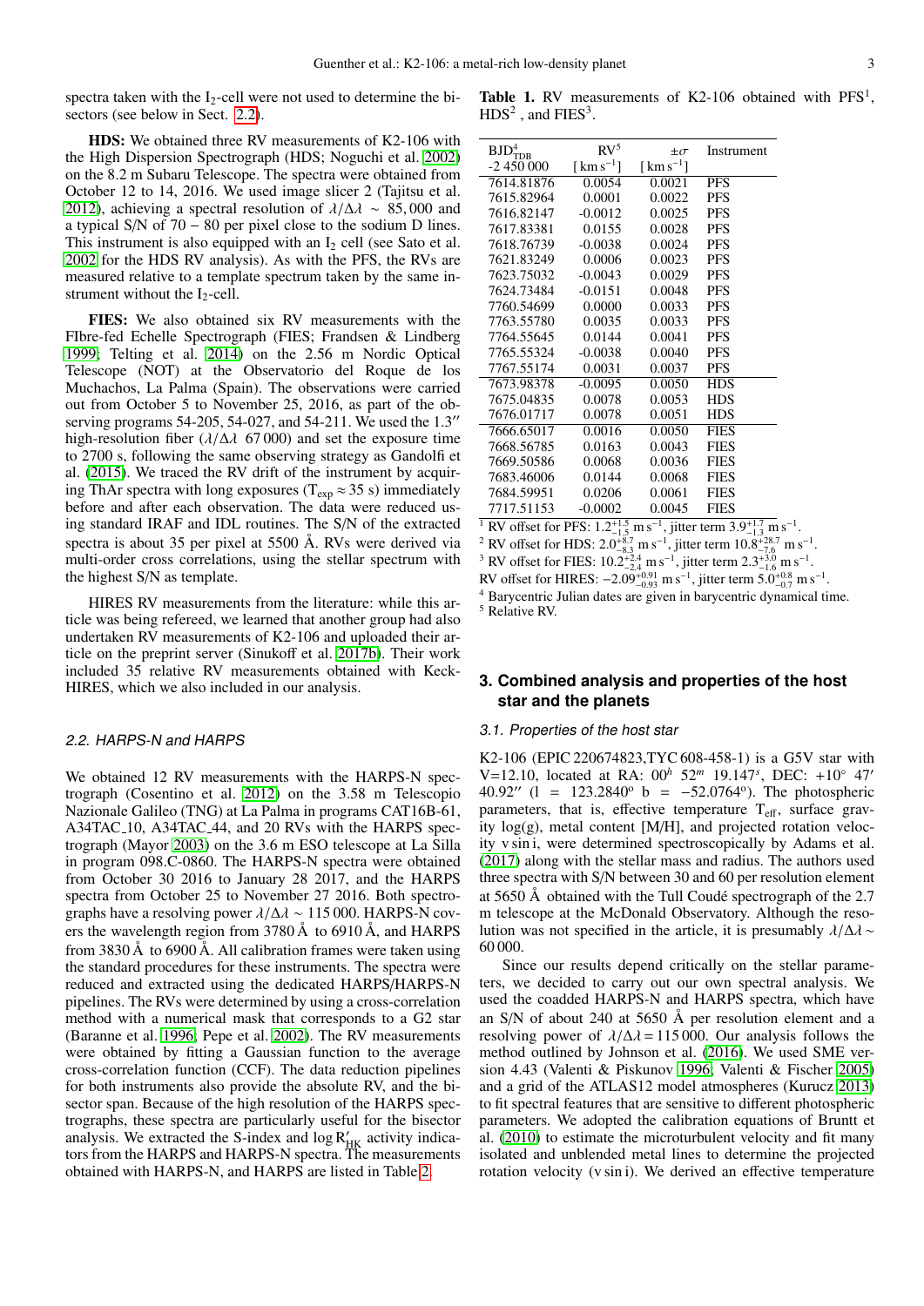spectra taken with the $I_2$-cell were not used to determine the bisectors (see below in Sect. 2.2).

**HDS:** We obtained three RV measurements of K2-106 with the High Dispersion Spectrograph (HDS; Noguchi et al. 2002) on the 8.2 m Subaru Telescope. The spectra were obtained from October 12 to 14, 2016. We used image slicer 2 (Tajitsu et al. 2012), achieving a spectral resolution of $\lambda/\Delta\lambda \sim 85,000$ and a typical S/N of 70 – 80 per pixel close to the sodium D lines. This instrument is also equipped with an $I_2$ cell (see Sato et al. 2002 for the HDS RV analysis). As with the PFS, the RVs are measured relative to a template spectrum taken by the same instrument without the $I_2$-cell.

**FIES:** We also obtained six RV measurements with the FIbre-fed Echelle Spectrograph (FIES; Frandsen & Lindberg 1999; Telting et al. 2014) on the 2.56 m Nordic Optical Telescope (NOT) at the Observatorio del Roque de los Muchachos, La Palma (Spain). The observations were carried out from October 5 to November 25, 2016, as part of the observing programs 54-205, 54-027, and 54-211. We used the 1.3′′ high-resolution fiber ($\lambda/\Delta\lambda$ 67 000) and set the exposure time to 2700 s, following the same observing strategy as Gandolfi et al. (2015). We traced the RV drift of the instrument by acquiring ThAr spectra with long exposures ($T_{exp} \approx 35$ s) immediately before and after each observation. The data were reduced using standard IRAF and IDL routines. The S/N of the extracted spectra is about 35 per pixel at 5500 Å. RVs were derived via multi-order cross correlations, using the stellar spectrum with the highest S/N as template.

HIRES RV measurements from the literature: while this article was being refereed, we learned that another group had also undertaken RV measurements of K2-106 and uploaded their article on the preprint server (Sinukoff et al. 2017b). Their work included 35 relative RV measurements obtained with Keck-HIRES, which we also included in our analysis.

### 2.2. HARPS-N and HARPS

We obtained 12 RV measurements with the HARPS-N spectrograph (Cosentino et al. 2012) on the 3.58 m Telescopio Nazionale Galileo (TNG) at La Palma in programs CAT16B-61, A34TAC_10, A34TAC_44, and 20 RVs with the HARPS spectrograph (Mayor 2003) on the 3.6 m ESO telescope at La Silla in program 098.C-0860. The HARPS-N spectra were obtained from October 30 2016 to January 28 2017, and the HARPS spectra from October 25 to November 27 2016. Both spectrographs have a resolving power $\lambda/\Delta\lambda \sim 115\,000$. HARPS-N covers the wavelength region from 3780 Å to 6910 Å, and HARPS from 3830 Å to 6900 Å. All calibration frames were taken using the standard procedures for these instruments. The spectra were reduced and extracted using the dedicated HARPS/HARPS-N pipelines. The RVs were determined by using a cross-correlation method with a numerical mask that corresponds to a G2 star (Baranne et al. 1996, Pepe et al. 2002). The RV measurements were obtained by fitting a Gaussian function to the average cross-correlation function (CCF). The data reduction pipelines for both instruments also provide the absolute RV, and the bisector span. Because of the high resolution of the HARPS spectrographs, these spectra are particularly useful for the bisector analysis. We extracted the S-index and $\log R'_{HK}$ activity indicators from the HARPS and HARPS-N spectra. The measurements obtained with HARPS-N, and HARPS are listed in Table 2.

**Table 1.** RV measurements of K2-106 obtained with PFS[1], HDS[2], and FIES[3].

| $BJD_{TDB}$[4] -2 450 000 | RV[5] [$\mathrm{km\,s^{-1}}$] | $\pm\sigma$ [$\mathrm{km\,s^{-1}}$] | Instrument |
|---|---|---|---|
| 7614.81876 | 0.0054 | 0.0021 | PFS |
| 7615.82964 | 0.0001 | 0.0022 | PFS |
| 7616.82147 | -0.0012 | 0.0025 | PFS |
| 7617.83381 | 0.0155 | 0.0028 | PFS |
| 7618.76739 | -0.0038 | 0.0024 | PFS |
| 7621.83249 | 0.0006 | 0.0023 | PFS |
| 7623.75032 | -0.0043 | 0.0029 | PFS |
| 7624.73484 | -0.0151 | 0.0048 | PFS |
| 7760.54699 | 0.0000 | 0.0033 | PFS |
| 7763.55780 | 0.0035 | 0.0033 | PFS |
| 7764.55645 | 0.0144 | 0.0041 | PFS |
| 7765.55324 | -0.0038 | 0.0040 | PFS |
| 7767.55174 | 0.0031 | 0.0037 | PFS |
| 7673.98378 | -0.0095 | 0.0050 | HDS |
| 7675.04835 | 0.0078 | 0.0053 | HDS |
| 7676.01717 | 0.0078 | 0.0051 | HDS |
| 7666.65017 | 0.0016 | 0.0050 | FIES |
| 7668.56785 | 0.0163 | 0.0043 | FIES |
| 7669.50586 | 0.0068 | 0.0036 | FIES |
| 7683.46006 | 0.0144 | 0.0068 | FIES |
| 7684.59951 | 0.0206 | 0.0061 | FIES |
| 7717.51153 | -0.0002 | 0.0045 | FIES |

[1] RV offset for PFS: $1.2^{+1.5}_{-1.5}$ m s$^{-1}$, jitter term $3.9^{+1.7}_{-1.3}$ m s$^{-1}$.
[2] RV offset for HDS: $2.0^{+8.7}_{-8.3}$ m s$^{-1}$, jitter term $10.8^{+28.7}_{-7.6}$ m s$^{-1}$.
[3] RV offset for FIES: $10.2^{+2.4}_{-2.4}$ m s$^{-1}$, jitter term $2.3^{+3.0}_{-1.6}$ m s$^{-1}$.
RV offset for HIRES: $-2.09^{+0.91}_{-0.93}$ m s$^{-1}$, jitter term $5.0^{+0.8}_{-0.7}$ m s$^{-1}$.
[4] Barycentric Julian dates are given in barycentric dynamical time.
[5] Relative RV.

## 3. Combined analysis and properties of the host star and the planets

### 3.1. Properties of the host star

K2-106 (EPIC 220674823,TYC 608-458-1) is a G5V star with V=12.10, located at RA: $00^h$ $52^m$ $19.147^s$, DEC: $+10°$ 47′ 40.92′′ (l = 123.2840° b = −52.0764°). The photospheric parameters, that is, effective temperature $T_{eff}$, surface gravity log(g), metal content [M/H], and projected rotation velocity v sin i, were determined spectroscopically by Adams et al. (2017) along with the stellar mass and radius. The authors used three spectra with S/N between 30 and 60 per resolution element at 5650 Å obtained with the Tull Coudé spectrograph of the 2.7 m telescope at the McDonald Observatory. Although the resolution was not specified in the article, it is presumably $\lambda/\Delta\lambda \sim 60\,000$.

Since our results depend critically on the stellar parameters, we decided to carry out our own spectral analysis. We used the coadded HARPS-N and HARPS spectra, which have an S/N of about 240 at 5650 Å per resolution element and a resolving power of $\lambda/\Delta\lambda = 115\,000$. Our analysis follows the method outlined by Johnson et al. (2016). We used SME version 4.43 (Valenti & Piskunov 1996, Valenti & Fischer 2005) and a grid of the ATLAS12 model atmospheres (Kurucz 2013) to fit spectral features that are sensitive to different photospheric parameters. We adopted the calibration equations of Bruntt et al. (2010) to estimate the microturbulent velocity and fit many isolated and unblended metal lines to determine the projected rotation velocity (v sin i). We derived an effective temperature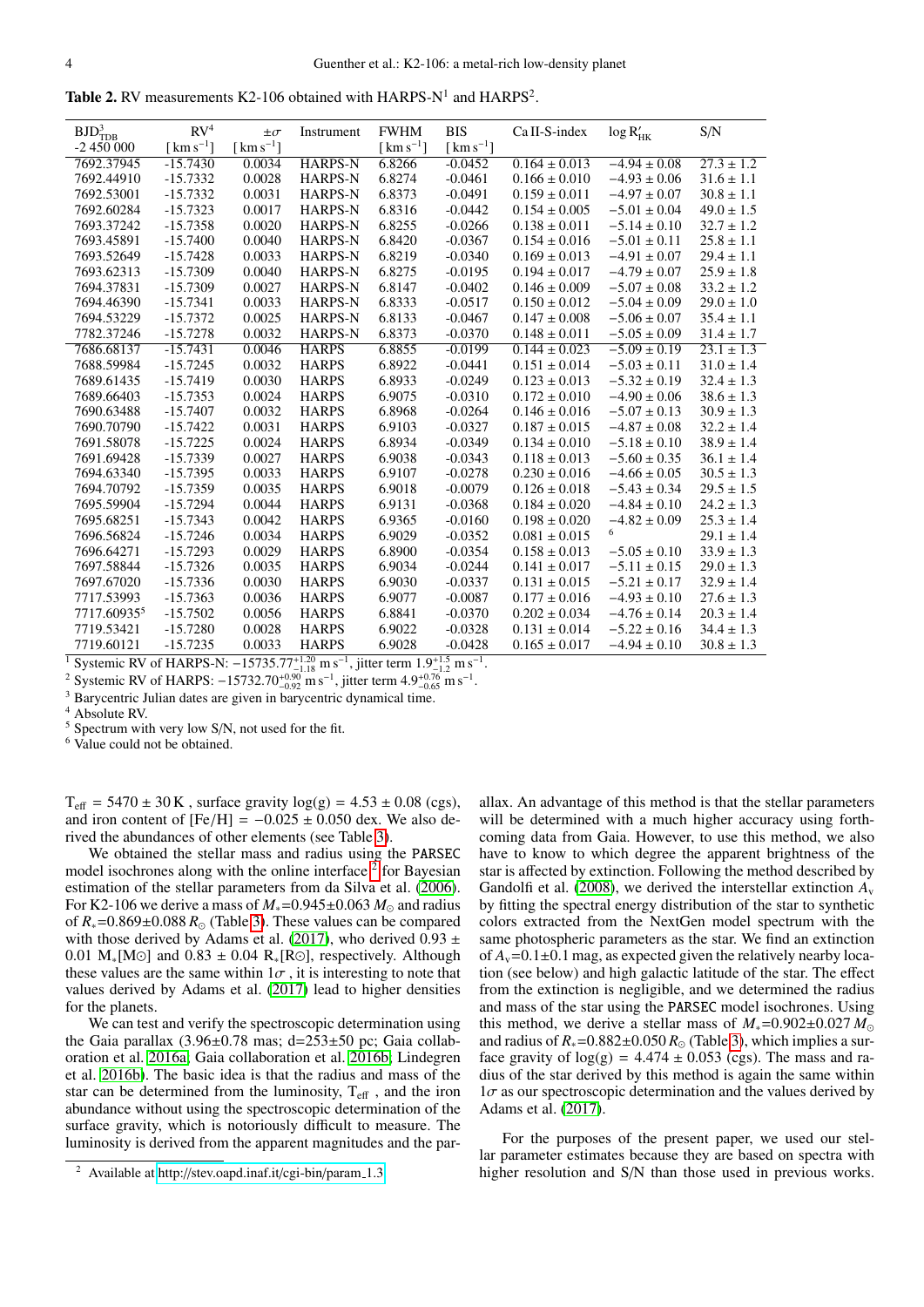**Table 2.** RV measurements K2-106 obtained with HARPS-N[1] and HARPS[2].

| $BJD^3_{TDB}$ -2 450 000 | RV[4] [ $km\,s^{-1}$] | $\pm\sigma$ [ $km\,s^{-1}$] | Instrument | FWHM [ $km\,s^{-1}$] | BIS [ $km\,s^{-1}$] | Ca II-S-index | $\log R'_{HK}$ | S/N |
|---|---|---|---|---|---|---|---|---|
| 7692.37945 | -15.7430 | 0.0034 | HARPS-N | 6.8266 | -0.0452 | $0.164 \pm 0.013$ | $-4.94 \pm 0.08$ | $27.3 \pm 1.2$ |
| 7692.44910 | -15.7332 | 0.0028 | HARPS-N | 6.8274 | -0.0461 | $0.166 \pm 0.010$ | $-4.93 \pm 0.06$ | $31.6 \pm 1.1$ |
| 7692.53001 | -15.7332 | 0.0031 | HARPS-N | 6.8373 | -0.0491 | $0.159 \pm 0.011$ | $-4.97 \pm 0.07$ | $30.8 \pm 1.1$ |
| 7692.60284 | -15.7323 | 0.0017 | HARPS-N | 6.8316 | -0.0442 | $0.154 \pm 0.005$ | $-5.01 \pm 0.04$ | $49.0 \pm 1.5$ |
| 7693.37242 | -15.7358 | 0.0020 | HARPS-N | 6.8255 | -0.0266 | $0.138 \pm 0.011$ | $-5.14 \pm 0.10$ | $32.7 \pm 1.2$ |
| 7693.45891 | -15.7400 | 0.0040 | HARPS-N | 6.8420 | -0.0367 | $0.154 \pm 0.016$ | $-5.01 \pm 0.11$ | $25.8 \pm 1.1$ |
| 7693.52649 | -15.7428 | 0.0033 | HARPS-N | 6.8219 | -0.0340 | $0.169 \pm 0.013$ | $-4.91 \pm 0.07$ | $29.4 \pm 1.1$ |
| 7693.62313 | -15.7309 | 0.0040 | HARPS-N | 6.8275 | -0.0195 | $0.194 \pm 0.017$ | $-4.79 \pm 0.07$ | $25.9 \pm 1.8$ |
| 7694.37831 | -15.7309 | 0.0027 | HARPS-N | 6.8147 | -0.0402 | $0.146 \pm 0.009$ | $-5.07 \pm 0.08$ | $33.2 \pm 1.2$ |
| 7694.46390 | -15.7341 | 0.0033 | HARPS-N | 6.8333 | -0.0517 | $0.150 \pm 0.012$ | $-5.04 \pm 0.09$ | $29.0 \pm 1.0$ |
| 7694.53229 | -15.7372 | 0.0025 | HARPS-N | 6.8133 | -0.0467 | $0.147 \pm 0.008$ | $-5.06 \pm 0.07$ | $35.4 \pm 1.1$ |
| 7782.37246 | -15.7278 | 0.0032 | HARPS-N | 6.8373 | -0.0370 | $0.148 \pm 0.011$ | $-5.05 \pm 0.09$ | $31.4 \pm 1.7$ |
| 7686.68137 | -15.7431 | 0.0046 | HARPS | 6.8855 | -0.0199 | $0.144 \pm 0.023$ | $-5.09 \pm 0.19$ | $23.1 \pm 1.3$ |
| 7688.59984 | -15.7245 | 0.0032 | HARPS | 6.8922 | -0.0441 | $0.151 \pm 0.014$ | $-5.03 \pm 0.11$ | $31.0 \pm 1.4$ |
| 7689.61435 | -15.7419 | 0.0030 | HARPS | 6.8933 | -0.0249 | $0.123 \pm 0.013$ | $-5.32 \pm 0.19$ | $32.4 \pm 1.3$ |
| 7689.66403 | -15.7353 | 0.0024 | HARPS | 6.9075 | -0.0310 | $0.172 \pm 0.010$ | $-4.90 \pm 0.06$ | $38.6 \pm 1.3$ |
| 7690.63488 | -15.7407 | 0.0032 | HARPS | 6.8968 | -0.0264 | $0.146 \pm 0.016$ | $-5.07 \pm 0.13$ | $30.9 \pm 1.3$ |
| 7690.70790 | -15.7422 | 0.0031 | HARPS | 6.9103 | -0.0327 | $0.187 \pm 0.015$ | $-4.87 \pm 0.08$ | $32.2 \pm 1.4$ |
| 7691.58078 | -15.7225 | 0.0024 | HARPS | 6.8934 | -0.0349 | $0.134 \pm 0.010$ | $-5.18 \pm 0.10$ | $38.9 \pm 1.4$ |
| 7691.69428 | -15.7339 | 0.0027 | HARPS | 6.9038 | -0.0343 | $0.118 \pm 0.013$ | $-5.60 \pm 0.35$ | $36.1 \pm 1.4$ |
| 7694.63340 | -15.7395 | 0.0033 | HARPS | 6.9107 | -0.0278 | $0.230 \pm 0.016$ | $-4.66 \pm 0.05$ | $30.5 \pm 1.3$ |
| 7694.70792 | -15.7359 | 0.0035 | HARPS | 6.9018 | -0.0079 | $0.126 \pm 0.018$ | $-5.43 \pm 0.34$ | $29.5 \pm 1.5$ |
| 7695.59904 | -15.7294 | 0.0044 | HARPS | 6.9131 | -0.0368 | $0.184 \pm 0.020$ | $-4.84 \pm 0.10$ | $24.2 \pm 1.3$ |
| 7695.68251 | -15.7343 | 0.0042 | HARPS | 6.9365 | -0.0160 | $0.198 \pm 0.020$ | $-4.82 \pm 0.09$ | $25.3 \pm 1.4$ |
| 7696.56824 | -15.7246 | 0.0034 | HARPS | 6.9029 | -0.0352 | $0.081 \pm 0.015$ | [6] | $29.1 \pm 1.4$ |
| 7696.64271 | -15.7293 | 0.0029 | HARPS | 6.8900 | -0.0354 | $0.158 \pm 0.013$ | $-5.05 \pm 0.10$ | $33.9 \pm 1.3$ |
| 7697.58844 | -15.7326 | 0.0035 | HARPS | 6.9034 | -0.0244 | $0.141 \pm 0.017$ | $-5.11 \pm 0.15$ | $29.0 \pm 1.3$ |
| 7697.67020 | -15.7336 | 0.0030 | HARPS | 6.9030 | -0.0337 | $0.131 \pm 0.015$ | $-5.21 \pm 0.17$ | $32.9 \pm 1.4$ |
| 7717.53993 | -15.7363 | 0.0036 | HARPS | 6.9077 | -0.0087 | $0.177 \pm 0.016$ | $-4.93 \pm 0.10$ | $27.6 \pm 1.3$ |
| 7717.60935[5] | -15.7502 | 0.0056 | HARPS | 6.8841 | -0.0370 | $0.202 \pm 0.034$ | $-4.76 \pm 0.14$ | $20.3 \pm 1.4$ |
| 7719.53421 | -15.7280 | 0.0028 | HARPS | 6.9022 | -0.0328 | $0.131 \pm 0.014$ | $-5.22 \pm 0.16$ | $34.4 \pm 1.3$ |
| 7719.60121 | -15.7235 | 0.0033 | HARPS | 6.9028 | -0.0428 | $0.165 \pm 0.017$ | $-4.94 \pm 0.10$ | $30.8 \pm 1.3$ |

[1] Systemic RV of HARPS-N: $-15735.77^{+1.20}_{-1.18}$ m s$^{-1}$, jitter term $1.9^{+1.5}_{-1.2}$ m s$^{-1}$.
[2] Systemic RV of HARPS: $-15732.70^{+0.90}_{-0.92}$ m s$^{-1}$, jitter term $4.9^{+0.76}_{-0.65}$ m s$^{-1}$.
[3] Barycentric Julian dates are given in barycentric dynamical time.
[4] Absolute RV.
[5] Spectrum with very low S/N, not used for the fit.
[6] Value could not be obtained.

$T_{eff} = 5470 \pm 30$ K , surface gravity $\log(g) = 4.53 \pm 0.08$ (cgs), and iron content of [Fe/H] $= -0.025 \pm 0.050$ dex. We also derived the abundances of other elements (see Table 3).

We obtained the stellar mass and radius using the PARSEC model isochrones along with the online interface[2] for Bayesian estimation of the stellar parameters from da Silva et al. (2006). For K2-106 we derive a mass of $M_*=0.945\pm0.063\,M_\odot$ and radius of $R_*=0.869\pm0.088\,R_\odot$ (Table 3). These values can be compared with those derived by Adams et al. (2017), who derived $0.93 \pm 0.01$ M$_*$[M⊙] and $0.83 \pm 0.04$ R$_*$[R⊙], respectively. Although these values are the same within $1\sigma$ , it is interesting to note that values derived by Adams et al. (2017) lead to higher densities for the planets.

We can test and verify the spectroscopic determination using the Gaia parallax (3.96±0.78 mas; d=253±50 pc; Gaia collaboration et al. 2016a; Gaia collaboration et al. 2016b; Lindegren et al. 2016b). The basic idea is that the radius and mass of the star can be determined from the luminosity, $T_{eff}$ , and the iron abundance without using the spectroscopic determination of the surface gravity, which is notoriously difficult to measure. The luminosity is derived from the apparent magnitudes and the parallax. An advantage of this method is that the stellar parameters will be determined with a much higher accuracy using forthcoming data from Gaia. However, to use this method, we also have to know to which degree the apparent brightness of the star is affected by extinction. Following the method described by Gandolfi et al. (2008), we derived the interstellar extinction $A_v$ by fitting the spectral energy distribution of the star to synthetic colors extracted from the NextGen model spectrum with the same photospheric parameters as the star. We find an extinction of $A_v$=0.1±0.1 mag, as expected given the relatively nearby location (see below) and high galactic latitude of the star. The effect from the extinction is negligible, and we determined the radius and mass of the star using the PARSEC model isochrones. Using this method, we derive a stellar mass of $M_*=0.902\pm0.027\,M_\odot$ and radius of $R_*=0.882\pm0.050\,R_\odot$ (Table 3), which implies a surface gravity of $\log(g) = 4.474 \pm 0.053$ (cgs). The mass and radius of the star derived by this method is again the same within $1\sigma$ as our spectroscopic determination and the values derived by Adams et al. (2017).

For the purposes of the present paper, we used our stellar parameter estimates because they are based on spectra with higher resolution and S/N than those used in previous works.

[2] Available at http://stev.oapd.inaf.it/cgi-bin/param_1.3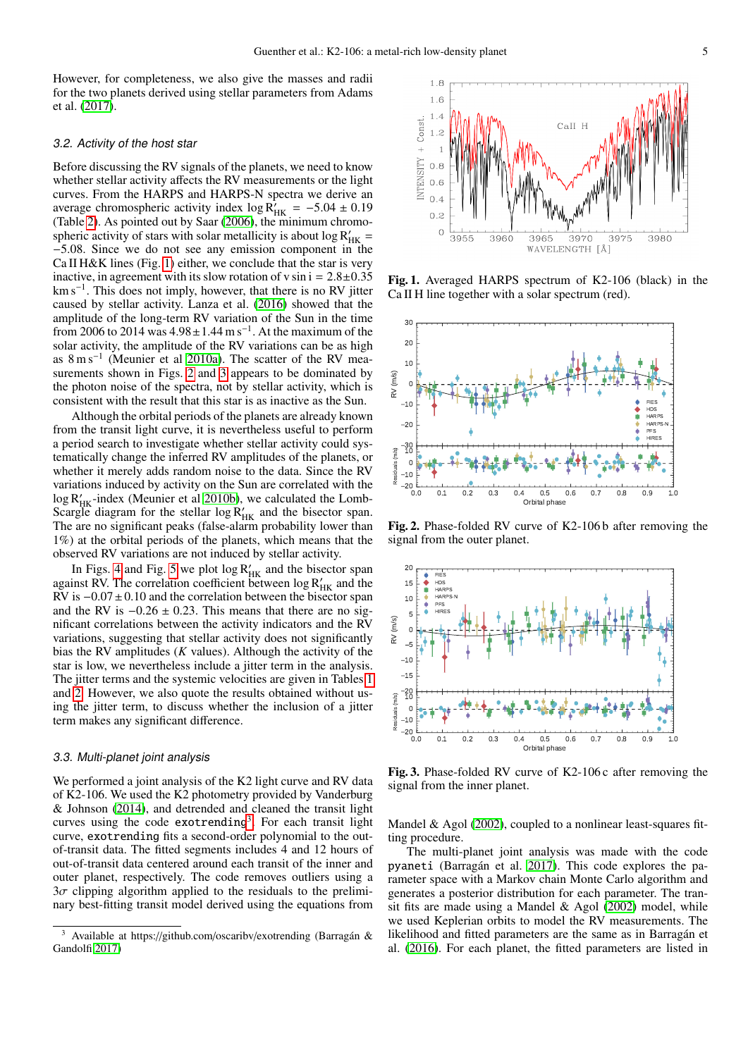However, for completeness, we also give the masses and radii for the two planets derived using stellar parameters from Adams et al. (2017).

### 3.2. Activity of the host star

Before discussing the RV signals of the planets, we need to know whether stellar activity affects the RV measurements or the light curves. From the HARPS and HARPS-N spectra we derive an average chromospheric activity index $\log R'_{HK} = -5.04 \pm 0.19$ (Table 2). As pointed out by Saar (2006), the minimum chromospheric activity of stars with solar metallicity is about $\log R'_{HK} = -5.08$. Since we do not see any emission component in the Ca II H&K lines (Fig. 1) either, we conclude that the star is very inactive, in agreement with its slow rotation of $v \sin i = 2.8 \pm 0.35$ km s$^{-1}$. This does not imply, however, that there is no RV jitter caused by stellar activity. Lanza et al. (2016) showed that the amplitude of the long-term RV variation of the Sun in the time from 2006 to 2014 was $4.98 \pm 1.44$ m s$^{-1}$. At the maximum of the solar activity, the amplitude of the RV variations can be as high as 8 m s$^{-1}$ (Meunier et al 2010a). The scatter of the RV measurements shown in Figs. 2 and 3 appears to be dominated by the photon noise of the spectra, not by stellar activity, which is consistent with the result that this star is as inactive as the Sun.

Although the orbital periods of the planets are already known from the transit light curve, it is nevertheless useful to perform a period search to investigate whether stellar activity could systematically change the inferred RV amplitudes of the planets, or whether it merely adds random noise to the data. Since the RV variations induced by activity on the Sun are correlated with the $\log R'_{HK}$-index (Meunier et al 2010b), we calculated the Lomb-Scargle diagram for the stellar $\log R'_{HK}$ and the bisector span. The are no significant peaks (false-alarm probability lower than 1%) at the orbital periods of the planets, which means that the observed RV variations are not induced by stellar activity.

In Figs. 4 and Fig. 5 we plot $\log R'_{HK}$ and the bisector span against RV. The correlation coefficient between $\log R'_{HK}$ and the RV is $-0.07 \pm 0.10$ and the correlation between the bisector span and the RV is $-0.26 \pm 0.23$. This means that there are no significant correlations between the activity indicators and the RV variations, suggesting that stellar activity does not significantly bias the RV amplitudes ($K$ values). Although the activity of the star is low, we nevertheless include a jitter term in the analysis. The jitter terms and the systemic velocities are given in Tables 1 and 2. However, we also quote the results obtained without using the jitter term, to discuss whether the inclusion of a jitter term makes any significant difference.

### 3.3. Multi-planet joint analysis

We performed a joint analysis of the K2 light curve and RV data of K2-106. We used the K2 photometry provided by Vanderburg & Johnson (2014), and detrended and cleaned the transit light curves using the code `exotrending`[3]. For each transit light curve, `exotrending` fits a second-order polynomial to the out-of-transit data. The fitted segments include 4 and 12 hours of out-of-transit data centered around each transit of the inner and outer planet, respectively. The code removes outliers using a $3\sigma$ clipping algorithm applied to the residuals to the preliminary best-fitting transit model derived using the equations from Mandel & Agol (2002), coupled to a nonlinear least-squares fitting procedure.

The multi-planet joint analysis was made with the code `pyaneti` (Barragán et al. 2017). This code explores the parameter space with a Markov chain Monte Carlo algorithm and generates a posterior distribution for each parameter. The transit fits are made using a Mandel & Agol (2002) model, while we used Keplerian orbits to model the RV measurements. The likelihood and fitted parameters are the same as in Barragán et al. (2016). For each planet, the fitted parameters are listed in

**Fig. 1.** Averaged HARPS spectrum of K2-106 (black) in the Ca II H line together with a solar spectrum (red).

**Fig. 2.** Phase-folded RV curve of K2-106 b after removing the signal from the outer planet.

**Fig. 3.** Phase-folded RV curve of K2-106 c after removing the signal from the inner planet.

[3] Available at https://github.com/oscaribv/exotrending (Barragán & Gandolfi 2017)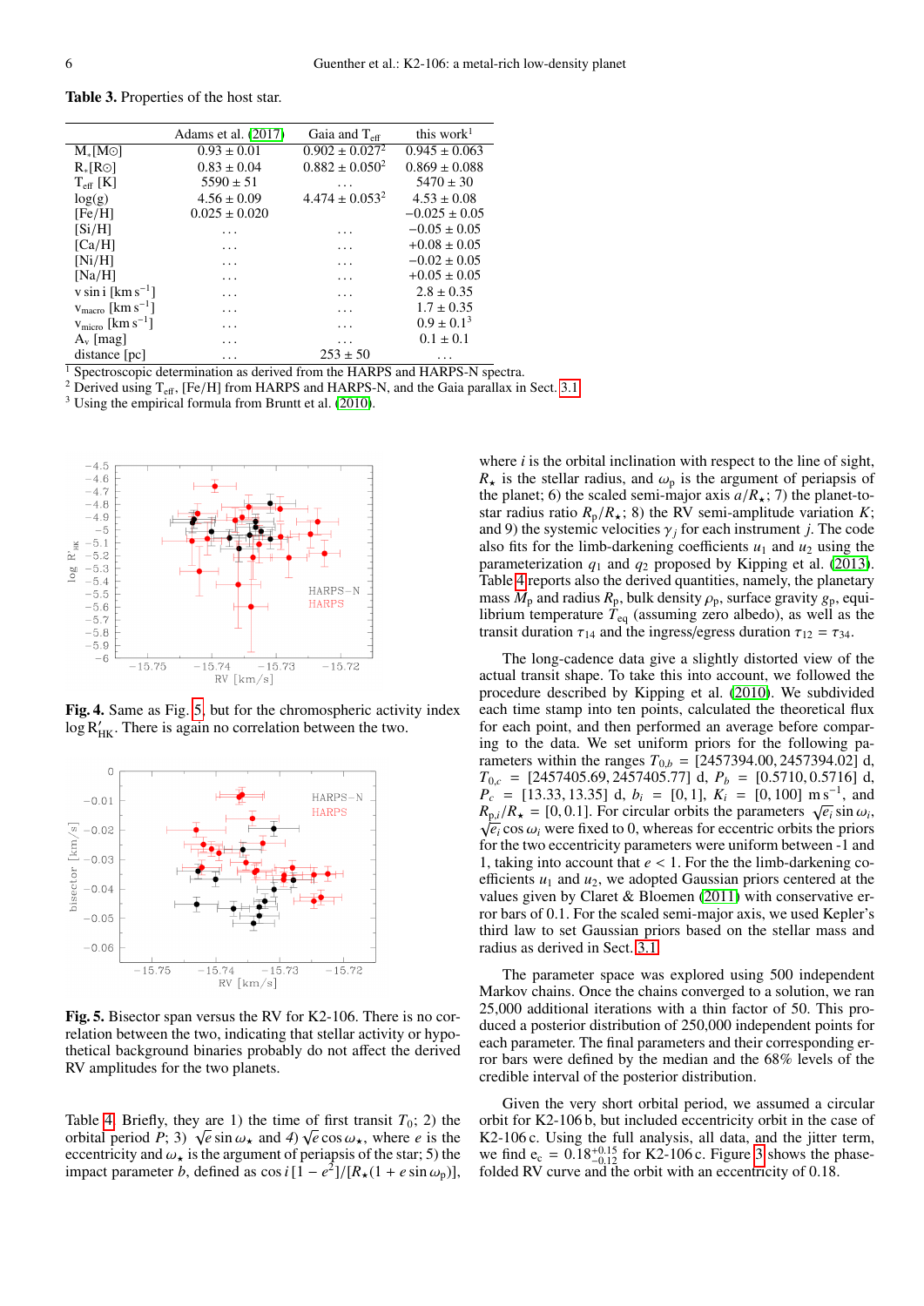**Table 3.** Properties of the host star.

| | Adams et al. (2017) | Gaia and $T_{eff}$ | this work[1] |
|---|---|---|---|
| $M_*$[M⊙] | 0.93 ± 0.01 | 0.902 ± 0.027[2] | 0.945 ± 0.063 |
| $R_*$[R⊙] | 0.83 ± 0.04 | 0.882 ± 0.050[2] | 0.869 ± 0.088 |
| $T_{eff}$ [K] | 5590 ± 51 | ... | 5470 ± 30 |
| log(g) | 4.56 ± 0.09 | 4.474 ± 0.053[2] | 4.53 ± 0.08 |
| [Fe/H] | 0.025 ± 0.020 | | −0.025 ± 0.05 |
| [Si/H] | ... | ... | −0.05 ± 0.05 |
| [Ca/H] | ... | ... | +0.08 ± 0.05 |
| [Ni/H] | ... | ... | −0.02 ± 0.05 |
| [Na/H] | ... | ... | +0.05 ± 0.05 |
| v sin i [km s$^{-1}$] | ... | ... | 2.8 ± 0.35 |
| $v_{macro}$ [km s$^{-1}$] | ... | ... | 1.7 ± 0.35 |
| $v_{micro}$ [km s$^{-1}$] | ... | ... | 0.9 ± 0.1[3] |
| $A_v$ [mag] | ... | ... | 0.1 ± 0.1 |
| distance [pc] | ... | 253 ± 50 | ... |

[1] Spectroscopic determination as derived from the HARPS and HARPS-N spectra.
[2] Derived using $T_{eff}$, [Fe/H] from HARPS and HARPS-N, and the Gaia parallax in Sect. 3.1
[3] Using the empirical formula from Bruntt et al. (2010).

**Fig. 4.** Same as Fig. 5, but for the chromospheric activity index $\log R'_{HK}$. There is again no correlation between the two.

**Fig. 5.** Bisector span versus the RV for K2-106. There is no correlation between the two, indicating that stellar activity or hypothetical background binaries probably do not affect the derived RV amplitudes for the two planets.

Table 4. Briefly, they are 1) the time of first transit $T_0$; 2) the orbital period $P$; 3) $\sqrt{e}\sin\omega_\star$ and 4) $\sqrt{e}\cos\omega_\star$, where $e$ is the eccentricity and $\omega_\star$ is the argument of periapsis of the star; 5) the impact parameter $b$, defined as $\cos i\,[1-e^2]/[R_\star(1+e\sin\omega_p)]$, where $i$ is the orbital inclination with respect to the line of sight, $R_\star$ is the stellar radius, and $\omega_p$ is the argument of periapsis of the planet; 6) the scaled semi-major axis $a/R_\star$; 7) the planet-to-star radius ratio $R_p/R_\star$; 8) the RV semi-amplitude variation $K$; and 9) the systemic velocities $\gamma_j$ for each instrument $j$. The code also fits for the limb-darkening coefficients $u_1$ and $u_2$ using the parameterization $q_1$ and $q_2$ proposed by Kipping et al. (2013). Table 4 reports also the derived quantities, namely, the planetary mass $M_p$ and radius $R_p$, bulk density $\rho_p$, surface gravity $g_p$, equilibrium temperature $T_{eq}$ (assuming zero albedo), as well as the transit duration $\tau_{14}$ and the ingress/egress duration $\tau_{12} = \tau_{34}$.

The long-cadence data give a slightly distorted view of the actual transit shape. To take this into account, we followed the procedure described by Kipping et al. (2010). We subdivided each time stamp into ten points, calculated the theoretical flux for each point, and then performed an average before comparing to the data. We set uniform priors for the following parameters within the ranges $T_{0,b}$ = [2457394.00, 2457394.02] d, $T_{0,c}$ = [2457405.69, 2457405.77] d, $P_b$ = [0.5710, 0.5716] d, $P_c$ = [13.33, 13.35] d, $b_i$ = [0, 1], $K_i$ = [0, 100] m s$^{-1}$, and $R_{p,i}/R_\star$ = [0, 0.1]. For circular orbits the parameters $\sqrt{e_i}\sin\omega_i$, $\sqrt{e_i}\cos\omega_i$ were fixed to 0, whereas for eccentric orbits the priors for the two eccentricity parameters were uniform between -1 and 1, taking into account that $e < 1$. For the the limb-darkening coefficients $u_1$ and $u_2$, we adopted Gaussian priors centered at the values given by Claret & Bloemen (2011) with conservative error bars of 0.1. For the scaled semi-major axis, we used Kepler's third law to set Gaussian priors based on the stellar mass and radius as derived from Sect. 3.1

The parameter space was explored using 500 independent Markov chains. Once the chains converged to a solution, we ran 25,000 additional iterations with a thin factor of 50. This produced a posterior distribution of 250,000 independent points for each parameter. The final parameters and their corresponding error bars were defined by the median and the 68% levels of the credible interval of the posterior distribution.

Given the very short orbital period, we assumed a circular orbit for K2-106 b, but included eccentricity orbit in the case of K2-106 c. Using the full analysis, all data, and the jitter term, we find $e_c = 0.18^{+0.15}_{-0.12}$ for K2-106 c. Figure 3 shows the phase-folded RV curve and the orbit with an eccentricity of 0.18.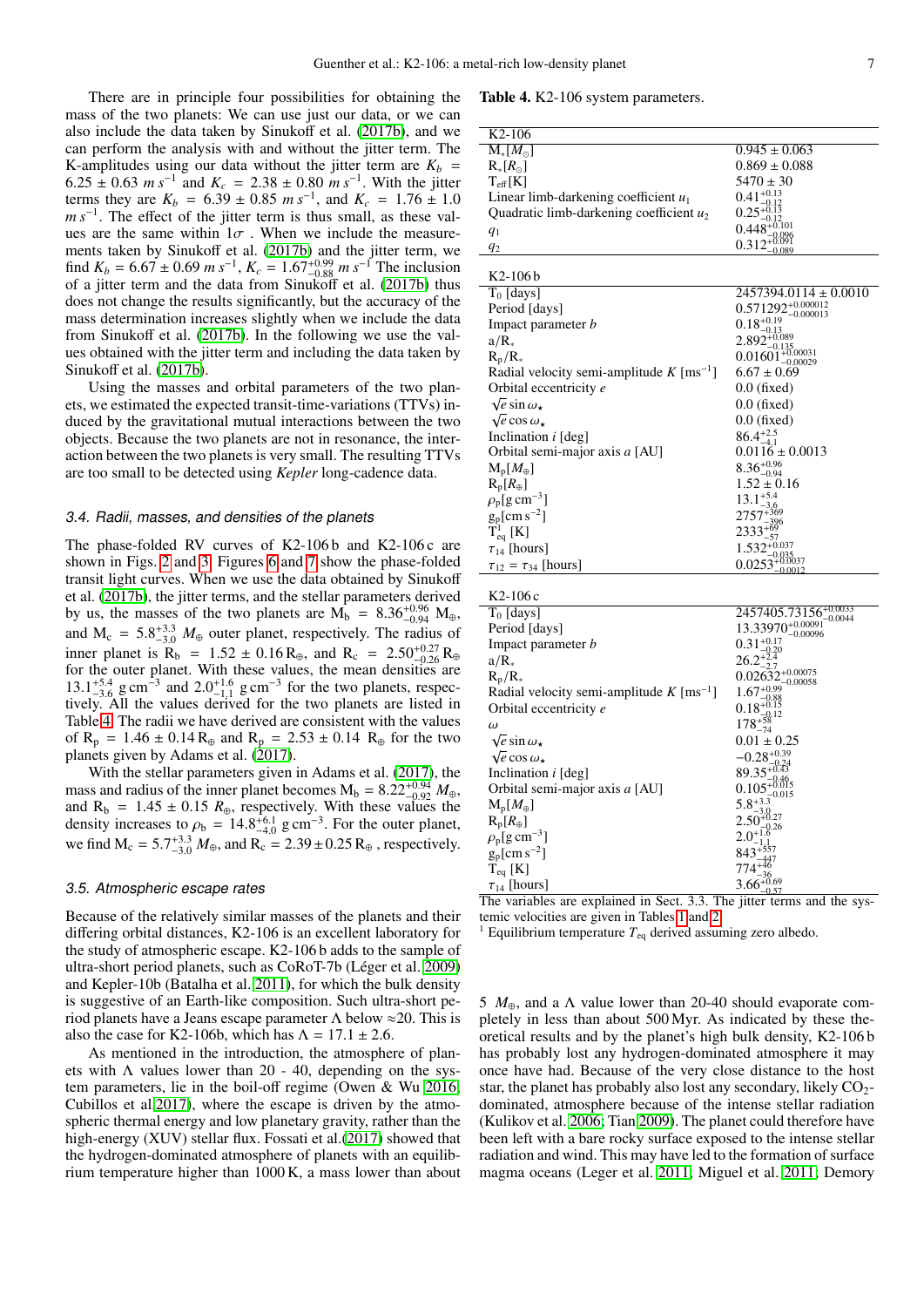There are in principle four possibilities for obtaining the mass of the two planets: We can use just our data, or we can also include the data taken by Sinukoff et al. (2017b), and we can perform the analysis with and without the jitter term. The K-amplitudes using our data without the jitter term are $K_b$ = $6.25 \pm 0.63$ $m\,s^{-1}$ and $K_c$ = $2.38 \pm 0.80$ $m\,s^{-1}$. With the jitter terms they are $K_b$ = $6.39 \pm 0.85$ $m\,s^{-1}$, and $K_c$ = $1.76 \pm 1.0$ $m\,s^{-1}$. The effect of the jitter term is thus small, as these values are the same within $1\sigma$ . When we include the measurements taken by Sinukoff et al. (2017b) and the jitter term, we find $K_b = 6.67 \pm 0.69$ $m\,s^{-1}$, $K_c = 1.67^{+0.99}_{-0.88}$ $m\,s^{-1}$ The inclusion of a jitter term and the data from Sinukoff et al. (2017b) thus does not change the results significantly, but the accuracy of the mass determination increases slightly when we include the data from Sinukoff et al. (2017b). In the following we use the values obtained with the jitter term and including the data taken by Sinukoff et al. (2017b).

Using the masses and orbital parameters of the two planets, we estimated the expected transit-time-variations (TTVs) induced by the gravitational mutual interactions between the two objects. Because the two planets are not in resonance, the interaction between the two planets is very small. The resulting TTVs are too small to be detected using *Kepler* long-cadence data.

### 3.4. Radii, masses, and densities of the planets

The phase-folded RV curves of K2-106 b and K2-106 c are shown in Figs. 2 and 3. Figures 6 and 7 show the phase-folded transit light curves. When we use the data obtained by Sinukoff et al. (2017b), the jitter terms, and the stellar parameters derived by us, the masses of the two planets are $M_b = 8.36^{+0.96}_{-0.94}$ $M_\oplus$, and $M_c = 5.8^{+3.3}_{-3.0}$ $M_\oplus$ outer planet, respectively. The radius of inner planet is $R_b = 1.52 \pm 0.16\,R_\oplus$, and $R_c = 2.50^{+0.27}_{-0.26}\,R_\oplus$ for the outer planet. With these values, the mean densities are $13.1^{+5.4}_{-3.6}$ g cm$^{-3}$ and $2.0^{+1.6}_{-1.1}$ g cm$^{-3}$ for the two planets, respectively. All the values derived for the two planets are listed in Table 4. The radii we have derived are consistent with the values of $R_p = 1.46 \pm 0.14\,R_\oplus$ and $R_p = 2.53 \pm 0.14$ $R_\oplus$ for the two planets given by Adams et al. (2017).

With the stellar parameters given in Adams et al. (2017), the mass and radius of the inner planet becomes $M_b = 8.22^{+0.94}_{-0.92}$ $M_\oplus$, and $R_b = 1.45 \pm 0.15$ $R_\oplus$, respectively. With these values the density increases to $\rho_b = 14.8^{+6.1}_{-4.0}$ g cm$^{-3}$. For the outer planet, we find $M_c = 5.7^{+3.3}_{-3.0}$ $M_\oplus$, and $R_c = 2.39 \pm 0.25\,R_\oplus$ , respectively.

### 3.5. Atmospheric escape rates

Because of the relatively similar masses of the planets and their differing orbital distances, K2-106 is an excellent laboratory for the study of atmospheric escape. K2-106 b adds to the sample of ultra-short period planets, such as CoRoT-7b (Léger et al. 2009) and Kepler-10b (Batalha et al. 2011), for which the bulk density is suggestive of an Earth-like composition. Such ultra-short period planets have a Jeans escape parameter $\Lambda$ below $\approx$20. This is also the case for K2-106b, which has $\Lambda = 17.1 \pm 2.6$.

As mentioned in the introduction, the atmosphere of planets with $\Lambda$ values lower than 20 - 40, depending on the system parameters, lie in the boil-off regime (Owen & Wu 2016; Cubillos et al 2017), where the escape is driven by the atmospheric thermal energy and low planetary gravity, rather than the high-energy (XUV) stellar flux. Fossati et al.(2017) showed that the hydrogen-dominated atmosphere of planets with an equilibrium temperature higher than 1000 K, a mass lower than about 5 $M_\oplus$, and a $\Lambda$ value lower than 20-40 should evaporate completely in less than about 500 Myr. As indicated by these theoretical results and by the planet's high bulk density, K2-106 b has probably lost any hydrogen-dominated atmosphere it may once have had. Because of the very close distance to the host star, the planet has probably also lost any secondary, likely $CO_2$-dominated, atmosphere because of the intense stellar radiation (Kulikov et al. 2006; Tian 2009). The planet could therefore have been left with a bare rocky surface exposed to the intense stellar radiation and wind. This may have led to the formation of surface magma oceans (Leger et al. 2011; Miguel et al. 2011; Demory

**Table 4.** K2-106 system parameters.

| K2-106 | |
|---|---|
| $M_*[M_\odot]$ | $0.945 \pm 0.063$ |
| $R_*[R_\odot]$ | $0.869 \pm 0.088$ |
| $T_{\rm eff}$[K] | $5470 \pm 30$ |
| Linear limb-darkening coefficient $u_1$ | $0.41^{+0.13}_{-0.12}$ |
| Quadratic limb-darkening coefficient $u_2$ | $0.25^{+0.13}_{-0.12}$ |
| $q_1$ | $0.448^{+0.101}_{-0.096}$ |
| $q_2$ | $0.312^{+0.091}_{-0.089}$ |
| **K2-106 b** | |
| $T_0$ [days] | $2457394.0114 \pm 0.0010$ |
| Period [days] | $0.571292^{+0.000012}_{-0.000013}$ |
| Impact parameter $b$ | $0.18^{+0.19}_{-0.13}$ |
| $a/R_*$ | $2.892^{+0.089}_{-0.135}$ |
| $R_p/R_*$ | $0.01601^{+0.00031}_{-0.00029}$ |
| Radial velocity semi-amplitude $K$ [ms$^{-1}$] | $6.67 \pm 0.69$ |
| Orbital eccentricity $e$ | 0.0 (fixed) |
| $\sqrt{e}\sin\omega_\star$ | 0.0 (fixed) |
| $\sqrt{e}\cos\omega_\star$ | 0.0 (fixed) |
| Inclination $i$ [deg] | $86.4^{+2.5}_{-4.1}$ |
| Orbital semi-major axis $a$ [AU] | $0.0116 \pm 0.0013$ |
| $M_p[M_\oplus]$ | $8.36^{+0.96}_{-0.94}$ |
| $R_p[R_\oplus]$ | $1.52 \pm 0.16$ |
| $\rho_p$[g cm$^{-3}$] | $13.1^{+5.4}_{-3.6}$ |
| $g_p$[cm s$^{-2}$] | $2757^{+369}_{-396}$ |
| $T_{\rm eq}^1$ [K] | $2333^{+69}_{-57}$ |
| $\tau_{14}$ [hours] | $1.532^{+0.037}_{-0.035}$ |
| $\tau_{12} = \tau_{34}$ [hours] | $0.0253^{+0.0037}_{-0.0012}$ |
| **K2-106 c** | |
| $T_0$ [days] | $2457405.73156^{+0.0033}_{-0.0044}$ |
| Period [days] | $13.33970^{+0.00091}_{-0.00096}$ |
| Impact parameter $b$ | $0.31^{+0.17}_{-0.20}$ |
| $a/R_*$ | $26.2^{+2.4}_{-2.7}$ |
| $R_p/R_*$ | $0.02632^{+0.00075}_{-0.00058}$ |
| Radial velocity semi-amplitude $K$ [ms$^{-1}$] | $1.67^{+0.99}_{-0.88}$ |
| Orbital eccentricity $e$ | $0.18^{+0.15}_{-0.12}$ |
| $\omega$ | $178^{+58}_{-74}$ |
| $\sqrt{e}\sin\omega_\star$ | $0.01 \pm 0.25$ |
| $\sqrt{e}\cos\omega_\star$ | $-0.28^{+0.39}_{-0.24}$ |
| Inclination $i$ [deg] | $89.35^{+0.43}_{-0.46}$ |
| Orbital semi-major axis $a$ [AU] | $0.105^{+0.015}_{-0.015}$ |
| $M_p[M_\oplus]$ | $5.8^{+3.3}_{-3.0}$ |
| $R_p[R_\oplus]$ | $2.50^{+0.27}_{-0.26}$ |
| $\rho_p$[g cm$^{-3}$] | $2.0^{+1.6}_{-1.1}$ |
| $g_p$[cm s$^{-2}$] | $843^{+557}_{-447}$ |
| $T_{\rm eq}$ [K] | $774^{+46}_{-36}$ |
| $\tau_{14}$ [hours] | $3.66^{+0.69}_{-0.57}$ |

The variables are explained in Sect. 3.3. The jitter terms and the systemic velocities are given in Tables 1 and 2.
[1] Equilibrium temperature $T_{\rm eq}$ derived assuming zero albedo.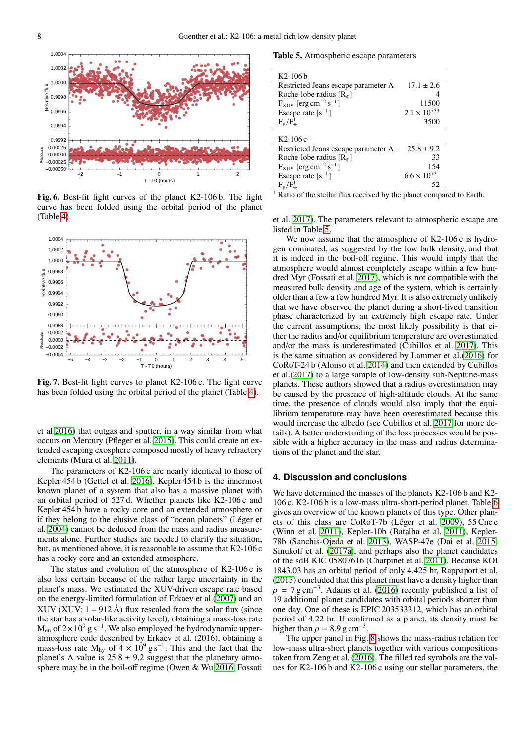**Fig. 6.** Best-fit light curves of the planet K2-106 b. The light curve has been folded using the orbital period of the planet (Table 4).

**Fig. 7.** Best-fit light curves to planet K2-106 c. The light curve has been folded using the orbital period of the planet (Table 4).

et al 2016) that outgas and sputter, in a way similar from what occurs on Mercury (Pfleger et al. 2015). This could create an extended escaping exosphere composed mostly of heavy refractory elements (Mura et al. 2011).

The parameters of K2-106 c are nearly identical to those of Kepler 454 b (Gettel et al. 2016). Kepler 454 b is the innermost known planet of a system that also has a massive planet with an orbital period of 527 d. Whether planets like K2-106 c and Kepler 454 b have a rocky core and an extended atmosphere or if they belong to the elusive class of "ocean planets" (Léger et al. 2004) can not be deduced from the mass and radius measurements alone. Further studies are needed to clarify the situation, but, as mentioned above, it is reasonable to assume that K2-106 c has a rocky core and an extended atmosphere.

The status and evolution of the atmosphere of K2-106 c is also less certain because of the rather large uncertainty in the planet's mass. We estimated the XUV-driven escape rate based on the energy-limited formulation of Erkaev et al.(2007) and an XUV (XUV: 1 – 912 Å) flux rescaled from the solar flux (since the star has a solar-like activity level), obtaining a mass-loss rate $M_{en}$ of $2{\times}10^9$ g s$^{-1}$. We also employed the hydrodynamic upper-atmosphere code described by Erkaev et al. (2016), obtaining a mass-loss rate $M_{hy}$ of $4 \times 10^9$ g s$^{-1}$. This and the fact that the planet's $\Lambda$ value is $25.8 \pm 9.2$ suggest that the planetary atmosphere may be in the boil-off regime (Owen & Wu 2016; Fossati et al. 2017). The parameters relevant to atmospheric escape are listed in Table 5.

**Table 5.** Atmospheric escape parameters

| K2-106 b | |
|---|---|
| Restricted Jeans escape parameter $\Lambda$ | $17.1 \pm 2.6$ |
| Roche-lobe radius [$R_\oplus$] | 4 |
| $F_{XUV}$ [erg cm$^{-2}$ s$^{-1}$] | 11500 |
| Escape rate [s$^{-1}$] | $2.1 \times 10^{+33}$ |
| $F_p/F_\oplus^1$ | 3500 |
| **K2-106 c** | |
| Restricted Jeans escape parameter $\Lambda$ | $25.8 \pm 9.2$ |
| Roche-lobe radius [$R_\oplus$] | 33 |
| $F_{XUV}$ [erg cm$^{-2}$ s$^{-1}$] | 154 |
| Escape rate [s$^{-1}$] | $6.6 \times 10^{+31}$ |
| $F_p/F_\oplus^1$ | 52 |

[1] Ratio of the stellar flux received by the planet compared to Earth.

We now assume that the atmosphere of K2-106 c is hydrogen dominated, as suggested by the low bulk density, and that it is indeed in the boil-off regime. This would imply that the atmosphere would almost completely escape within a few hundred Myr (Fossati et al. 2017), which is not compatible with the measured bulk density and age of the system, which is certainly older than a few a few hundred Myr. It is also extremely unlikely that we have observed the planet during a short-lived transition phase characterized by an extremely high escape rate. Under the current assumptions, the most likely possibility is that either the radius and/or equilibrium temperature are overestimated and/or the mass is underestimated (Cubillos et al. 2017). This is the same situation as considered by Lammer et al.(2016) for CoRoT-24 b (Alonso et al. 2014) and then extended by Cubillos et al.(2017) to a large sample of low-density sub-Neptune-mass planets. These authors showed that a radius overestimation may be caused by the presence of high-altitude clouds. At the same time, the presence of clouds would also imply that the equilibrium temperature may have been overestimated because this would increase the albedo (see Cubillos et al. 2017 for more details). A better understanding of the loss processes would be possible with a higher accuracy in the mass and radius determinations of the planet and the star.

## 4. Discussion and conclusions

We have determined the masses of the planets K2-106 b and K2-106 c. K2-106 b is a low-mass ultra-short-period planet. Table 6 gives an overview of the known planets of this type. Other planets of this class are CoRoT-7b (Léger et al. 2009), 55 Cnc e (Winn et al. 2011), Kepler-10b (Batalha et al. 2011), Kepler-78b (Sanchis-Ojeda et al. 2013), WASP-47e (Dai et al. 2015; Sinukoff et al. (2017a), and perhaps also the planet candidates of the sdB KIC 05807616 (Charpinet et al. 2011). Because KOI 1843.03 has an orbital period of only 4.425 hr, Rappaport et al. (2013) concluded that this planet must have a density higher than $\rho = 7$ g cm$^{-3}$. Adams et al. (2016) recently published a list of 19 additional planet candidates with orbital periods shorter than one day. One of these is EPIC 203533312, which has an orbital period of 4.22 hr. If confirmed as a planet, its density must be higher than $\rho = 8.9$ g cm$^{-3}$.

The upper panel in Fig. 8 shows the mass-radius relation for low-mass ultra-short planets together with various compositions taken from Zeng et al. (2016). The filled red symbols are the values for K2-106 b and K2-106 c using our stellar parameters, the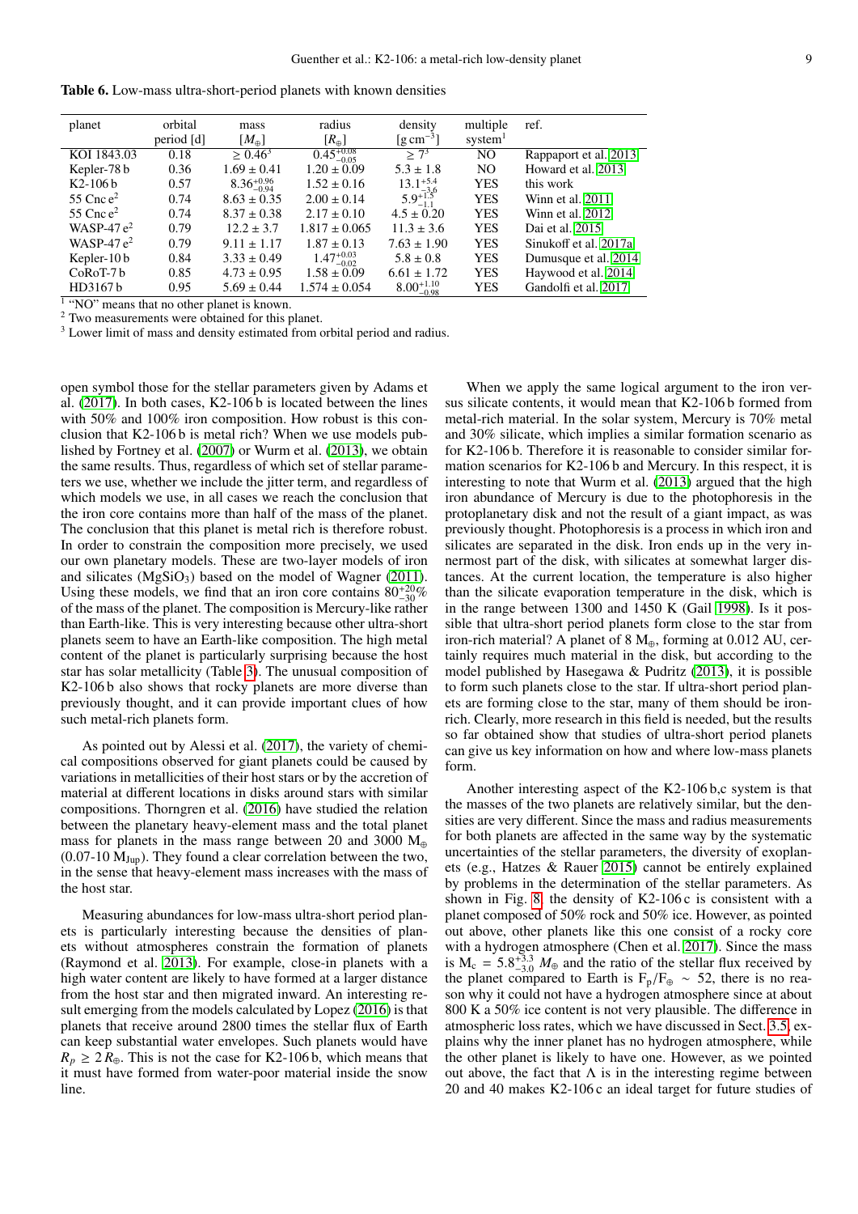**Table 6.** Low-mass ultra-short-period planets with known densities

| planet | orbital period [d] | mass [$M_\oplus$] | radius [$R_\oplus$] | density [$\mathrm{g\,cm^{-3}}$] | multiple system[1] | ref. |
|---|---|---|---|---|---|---|
| KOI 1843.03 | 0.18 | $\geq 0.46^3$ | $0.45^{+0.08}_{-0.05}$ | $\geq 7^3$ | NO | Rappaport et al. 2013 |
| Kepler-78 b | 0.36 | $1.69 \pm 0.41$ | $1.20 \pm 0.09$ | $5.3 \pm 1.8$ | NO | Howard et al. 2013 |
| K2-106 b | 0.57 | $8.36^{+0.96}_{-0.94}$ | $1.52 \pm 0.16$ | $13.1^{+5.4}_{-3.6}$ | YES | this work |
| 55 Cnc e[2] | 0.74 | $8.63 \pm 0.35$ | $2.00 \pm 0.14$ | $5.9^{+1.5}_{-1.1}$ | YES | Winn et al. 2011 |
| 55 Cnc e[2] | 0.74 | $8.37 \pm 0.38$ | $2.17 \pm 0.10$ | $4.5 \pm 0.20$ | YES | Winn et al. 2012 |
| WASP-47 e[2] | 0.79 | $12.2 \pm 3.7$ | $1.817 \pm 0.065$ | $11.3 \pm 3.6$ | YES | Dai et al. 2015 |
| WASP-47 e[2] | 0.79 | $9.11 \pm 1.17$ | $1.87 \pm 0.13$ | $7.63 \pm 1.90$ | YES | Sinukoff et al. 2017a |
| Kepler-10 b | 0.84 | $3.33 \pm 0.49$ | $1.47^{+0.03}_{-0.02}$ | $5.8 \pm 0.8$ | YES | Dumusque et al. 2014 |
| CoRoT-7 b | 0.85 | $4.73 \pm 0.95$ | $1.58 \pm 0.09$ | $6.61 \pm 1.72$ | YES | Haywood et al. 2014 |
| HD3167 b | 0.95 | $5.69 \pm 0.44$ | $1.574 \pm 0.054$ | $8.00^{+1.10}_{-0.98}$ | YES | Gandolfi et al. 2017 |

[1] "NO" means that no other planet is known.
[2] Two measurements were obtained for this planet.
[3] Lower limit of mass and density estimated from orbital period and radius.

open symbol those for the stellar parameters given by Adams et al. (2017). In both cases, K2-106 b is located between the lines with 50% and 100% iron composition. How robust is this conclusion that K2-106 b is metal rich? When we use models published by Fortney et al. (2007) or Wurm et al. (2013), we obtain the same results. Thus, regardless of which set of stellar parameters we use, whether we include the jitter term, and regardless of which models we use, in all cases we reach the conclusion that the iron core contains more than half of the mass of the planet. The conclusion that this planet is metal rich is therefore robust. In order to constrain the composition more precisely, we used our own planetary models. These are two-layer models of iron and silicates ($MgSiO_3$) based on the model of Wagner (2011). Using these models, we find that an iron core contains $80^{+20}_{-30}\%$ of the mass of the planet. The composition is Mercury-like rather than Earth-like. This is very interesting because other ultra-short planets seem to have an Earth-like composition. The high metal content of the planet is particularly surprising because the host star has solar metallicity (Table 3). The unusual composition of K2-106 b also shows that rocky planets are more diverse than previously thought, and it can provide important clues of how such metal-rich planets form.

As pointed out by Alessi et al. (2017), the variety of chemical compositions observed for giant planets could be caused by variations in metallicities of their host stars or by the accretion of material at different locations in disks around stars with similar compositions. Thorngren et al. (2016) have studied the relation between the planetary heavy-element mass and the total planet mass for planets in the mass range between 20 and 3000 $M_\oplus$ (0.07-10 $M_{Jup}$). They found a clear correlation between the two, in the sense that heavy-element mass increases with the mass of the host star.

Measuring abundances for low-mass ultra-short period planets is particularly interesting because the densities of planets without atmospheres constrain the formation of planets (Raymond et al. 2013). For example, close-in planets with a high water content are likely to have formed at a larger distance from the host star and then migrated inward. An interesting result emerging from the models calculated by Lopez (2016) is that planets that receive around 2800 times the stellar flux of Earth can keep substantial water envelopes. Such planets would have $R_p \geq 2\,R_\oplus$. This is not the case for K2-106 b, which means that it must have formed from water-poor material inside the snow line.

When we apply the same logical argument to the iron versus silicate contents, it would mean that K2-106 b formed from metal-rich material. In the solar system, Mercury is 70% metal and 30% silicate, which implies a similar formation scenario as for K2-106 b. Therefore it is reasonable to consider similar formation scenarios for K2-106 b and Mercury. In this respect, it is interesting to note that Wurm et al. (2013) argued that the high iron abundance of Mercury is due to the photophoresis in the protoplanetary disk and not the result of a giant impact, as was previously thought. Photophoresis is a process in which iron and silicates are separated in the disk. Iron ends up in the very innermost part of the disk, with silicates at somewhat larger distances. At the current location, the temperature is also higher than the silicate evaporation temperature in the disk, which is in the range between 1300 and 1450 K (Gail 1998). Is it possible that ultra-short period planets form close to the star from iron-rich material? A planet of 8 $M_\oplus$, forming at 0.012 AU, certainly requires much material in the disk, but according to the model published by Hasegawa & Pudritz (2013), it is possible to form such planets close to the star. If ultra-short period planets are forming close to the star, many of them should be iron-rich. Clearly, more research in this field is needed, but the results so far obtained show that studies of ultra-short period planets can give us key information on how and where low-mass planets form.

Another interesting aspect of the K2-106 b,c system is that the masses of the two planets are relatively similar, but the densities are very different. Since the mass and radius measurements for both planets are affected in the same way by the systematic uncertainties of the stellar parameters, the diversity of exoplanets (e.g., Hatzes & Rauer 2015) cannot be entirely explained by problems in the determination of the stellar parameters. As shown in Fig. 8, the density of K2-106 c is consistent with a planet composed of 50% rock and 50% ice. However, as pointed out above, other planets like this one consist of a rocky core with a hydrogen atmosphere (Chen et al. 2017). Since the mass is $M_c = 5.8^{+3.3}_{-3.0}\,M_\oplus$ and the ratio of the stellar flux received by the planet compared to Earth is $F_p/F_\oplus \sim 52$, there is no reason why it could not have a hydrogen atmosphere since at about 800 K a 50% ice content is not very plausible. The difference in atmospheric loss rates, which we have discussed in Sect. 3.5, explains why the inner planet has no hydrogen atmosphere, while the other planet is likely to have one. However, as we pointed out above, the fact that $\Lambda$ is in the interesting regime between 20 and 40 makes K2-106 c an ideal target for future studies of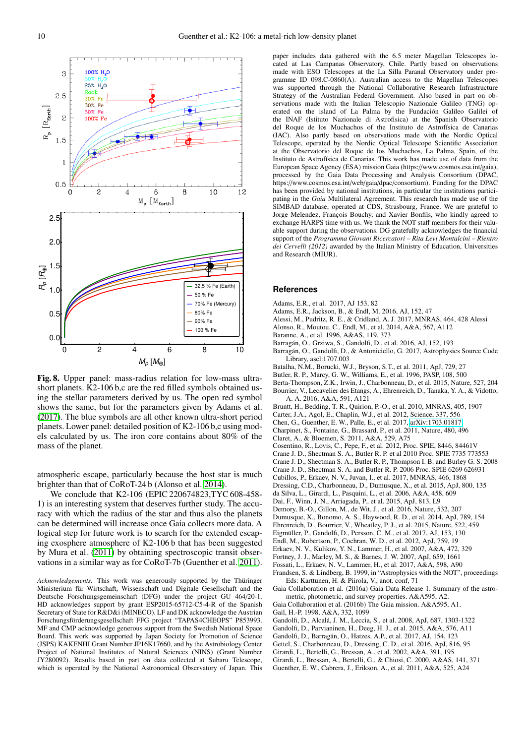100% $H_2O$
50% $H_2O$
25% $H_2O$
Rock
20% Fe
30% Fe
50% Fe
100% Fe

$R_p$ [$R_{Earth}$]

$M_p$ [$M_{Earth}$]

— 32,5 % Fe (Earth)
— 50 % Fe
— 70% Fe (Mercury)
— 80% Fe
— 90% Fe
— 100 % Fe

$R_p$ [$R_\oplus$]

$M_p$ [$M_\oplus$]

**Fig. 8.** Upper panel: mass-radius relation for low-mass ultra-short planets. K2-106 b,c are the red filled symbols obtained using the stellar parameters derived by us. The open red symbol shows the same, but for the parameters given by Adams et al. (2017). The blue symbols are all other known ultra-short period planets. Lower panel: detailed position of K2-106 b,c using models calculated by us. The iron core contains about 80% of the mass of the planet.

atmospheric escape, particularly because the host star is much brighter than that of CoRoT-24 b (Alonso et al. 2014).

We conclude that K2-106 (EPIC 220674823,TYC 608-458-1) is an interesting system that deserves further study. The accuracy with which the radius of the star and thus also the planets can be determined will increase once Gaia collects more data. A logical step for future work is to search for the extended escaping exosphere atmosphere of K2-106 b that has been suggested by Mura et al. (2011) by obtaining spectroscopic transit observations in a similar way as for CoRoT-7b (Guenther et al. 2011).

*Acknowledgements.* This work was generously supported by the Thüringer Ministerium für Wirtschaft, Wissenschaft und Digitale Gesellschaft and the Deutsche Forschungsgemeinschaft (DFG) under the project GU 464/20-1. HD acknowledges support by grant ESP2015-65712-C5-4-R of the Spanish Secretary of State for R&D&i (MINECO). LF and DK acknowledge the Austrian Forschungsförderungsgesellschaft FFG project "TAPAS4CHEOPS" P853993. MF and CMP acknowledge generous support from the Swedish National Space Board. This work was supported by Japan Society for Promotion of Science (JSPS) KAKENHI Grant Number JP16K17660, and by the Astrobiology Center Project of National Institutes of Natural Sciences (NINS) (Grant Number JY280092). Results based in part on data collected at Subaru Telescope, which is operated by the National Astronomical Observatory of Japan. This paper includes data gathered with the 6.5 meter Magellan Telescopes located at Las Campanas Observatory, Chile. Partly based on observations made with ESO Telescopes at the La Silla Paranal Observatory under programme ID 098.C-0860(A). Australian access to the Magellan Telescopes was supported through the National Collaborative Research Infrastructure Strategy of the Australian Federal Government. Also based in part on observations made with the Italian Telescopio Nazionale Galileo (TNG) operated on the island of La Palma by the Fundación Galileo Galilei of the INAF (Istituto Nazionale di Astrofisica) at the Spanish Observatorio del Roque de los Muchachos of the Instituto de Astrofísica de Canarias (IAC). Also partly based on observations made with the Nordic Optical Telescope, operated by the Nordic Optical Telescope Scientific Association at the Observatorio del Roque de los Muchachos, La Palma, Spain, of the Instituto de Astrofísica de Canarias. This work has made use of data from the European Space Agency (ESA) mission Gaia (https://www.cosmos.esa.int/gaia), processed by the Gaia Data Processing and Analysis Consortium (DPAC, https://www.cosmos.esa.int/web/gaia/dpac/consortium). Funding for the DPAC has been provided by national institutions, in particular the institutions participating in the *Gaia* Multilateral Agreement. This research has made use of the SIMBAD database, operated at CDS, Strasbourg, France. We are grateful to Jorge Melendez, François Bouchy, and Xavier Bonfils, who kindly agreed to exchange HARPS time with us. We thank the NOT staff members for their valuable support during the observations. DG gratefully acknowledges the financial support of the *Programma Giovani Ricercatori – Rita Levi Montalcini – Rientro dei Cervelli (2012)* awarded by the Italian Ministry of Education, Universities and Research (MIUR).

## References

Adams, E.R., et al. 2017, AJ 153, 82
Adams, E.R., Jackson, B., & Endl, M. 2016, AJ, 152, 47
Alessi, M., Pudritz, R. E., & Cridland, A. J. 2017, MNRAS, 464, 428 Alessi
Alonso, R., Moutou, C., Endl, M., et al. 2014, A&A, 567, A112
Baranne, A., et al. 1996, A&AS, 119, 373
Barragán, O., Grziwa, S., Gandolfi, D., et al. 2016, AJ, 152, 193
Barragán, O., Gandolfi, D., & Antoniciello, G. 2017, Astrophysics Source Code Library, ascl:1707.003
Batalha, N.M., Borucki, W.J., Bryson, S.T., et al. 2011, ApJ, 729, 27
Butler, R. P., Marcy, G. W., Williams, E., et al. 1996, PASP, 108, 500
Berta-Thompson, Z.K., Irwin, J., Charbonneau, D., et al. 2015, Nature, 527, 204
Bourrier, V., Lecavelier des Etangs, A., Ehrenreich, D., Tanaka, Y. A., & Vidotto, A. A. 2016, A&A, 591, A121
Bruntt, H., Bedding, T. R., Quirion, P.-O., et al. 2010, MNRAS, 405, 1907
Carter, J.A., Agol, E., Chaplin, W.J., et al. 2012, Science, 337, 556
Chen, G., Guenther, E. W., Palle, E., et al. 2017, arXiv:1703.01817
Charpinet, S., Fontaine, G., Brassard, P., et al. 2011, Nature, 480, 496
Claret, A., & Bloemen, S. 2011, A&A, 529, A75
Cosentino, R., Lovis, C., Pepe, F., et al. 2012, Proc. SPIE, 8446, 84461V
Crane J. D., Shectman S. A., Butler R. P. et al 2010 Proc. SPIE 7735 773553
Crane J. D., Shectman S. A., Butler R. P., Thompson I. B. and Burley G. S. 2008
Crane J. D., Shectman S. A. and Butler R. P. 2006 Proc. SPIE 6269 626931
Cubillos, P., Erkaev, N. V., Juvan, I., et al. 2017, MNRAS, 466, 1868
Dressing, C.D., Charbonneau, D., Dumusque, X., et al. 2015, ApJ, 800, 135
da Silva, L., Girardi, L., Pasquini, L., et al. 2006, A&A, 458, 609
Dai, F., Winn, J. N., Arriagada, P., et al. 2015, ApJ, 813, L9
Demory, B.-O., Gillon, M., de Wit, J., et al. 2016, Nature, 532, 207
Dumusque, X., Bonomo, A. S., Haywood, R. D., et al. 2014, ApJ, 789, 154
Ehrenreich, D., Bourrier, V., Wheatley, P. J., et al. 2015, Nature, 522, 459
Eigmüller, P., Gandolfi, D., Persson, C. M., et al. 2017, AJ, 153, 130
Endl, M., Robertson, P., Cochran, W. D., et al. 2012, ApJ, 759, 19
Erkaev, N. V., Kulikov, Y. N., Lammer, H., et al. 2007, A&A, 472, 329
Fortney, J. J., Marley, M. S., & Barnes, J. W. 2007, ApJ, 659, 1661
Fossati, L., Erkaev, N. V., Lammer, H., et al. 2017, A&A, 598, A90
Frandsen, S. & Lindberg, B. 1999, in "Astrophysics with the NOT", proceedings Eds: Karttunen, H. & Piirola, V., anot. conf, 71
Gaia Collaboration et al. (2016a) Gaia Data Release 1. Summary of the astrometric, photometric, and survey properties. A&A595, A2.
Gaia Collaboration et al. (2016b) The Gaia mission. A&A595, A1.
Gail, H.-P. 1998, A&A, 332, 1099
Gandolfi, D., Alcalá, J. M., Leccia, S., et al. 2008, ApJ, 687, 1303-1322
Gandolfi, D., Parviainen, H., Deeg, H. J., et al. 2015, A&A, 576, A11
Gandolfi, D., Barragán, O., Hatzes, A.P., et al. 2017, AJ, 154, 123
Gettel, S., Charbonneau, D., Dressing, C. D., et al. 2016, ApJ, 816, 95
Girardi, L., Bertelli, G., Bressan, A., et al. 2002, A&A, 391, 195
Girardi, L., Bressan, A., Bertelli, G., & Chiosi, C. 2000, A&AS, 141, 371
Guenther, E. W., Cabrera, J., Erikson, A., et al. 2011, A&A, 525, A24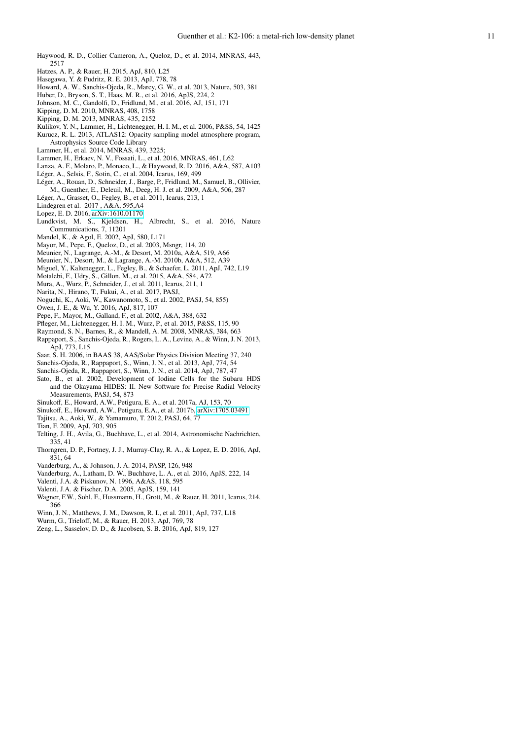Haywood, R. D., Collier Cameron, A., Queloz, D., et al. 2014, MNRAS, 443, 2517

Hatzes, A. P., & Rauer, H. 2015, ApJ, 810, L25

Hasegawa, Y. & Pudritz, R. E. 2013, ApJ, 778, 78

Howard, A. W., Sanchis-Ojeda, R., Marcy, G. W., et al. 2013, Nature, 503, 381

Huber, D., Bryson, S. T., Haas, M. R., et al. 2016, ApJS, 224, 2

Johnson, M. C., Gandolfi, D., Fridlund, M., et al. 2016, AJ, 151, 171

Kipping, D. M. 2010, MNRAS, 408, 1758

Kipping, D. M. 2013, MNRAS, 435, 2152

Kulikov, Y. N., Lammer, H., Lichtenegger, H. I. M., et al. 2006, P&SS, 54, 1425

Kurucz, R. L. 2013, ATLAS12: Opacity sampling model atmosphere program, Astrophysics Source Code Library

Lammer, H., et al. 2014, MNRAS, 439, 3225;

Lammer, H., Erkaev, N. V., Fossati, L., et al. 2016, MNRAS, 461, L62

Lanza, A. F., Molaro, P., Monaco, L., & Haywood, R. D. 2016, A&A, 587, A103

Léger, A., Selsis, F., Sotin, C., et al. 2004, Icarus, 169, 499

Léger, A., Rouan, D., Schneider, J., Barge, P., Fridlund, M., Samuel, B., Ollivier, M., Guenther, E., Deleuil, M., Deeg, H. J. et al. 2009, A&A, 506, 287

Léger, A., Grasset, O., Fegley, B., et al. 2011, Icarus, 213, 1

Lindegren et al. 2017 , A&A, 595,A4

Lopez, E. D. 2016, arXiv:1610.01170

Lundkvist, M. S., Kjeldsen, H., Albrecht, S., et al. 2016, Nature Communications, 7, 11201

Mandel, K., & Agol, E. 2002, ApJ, 580, L171

Mayor, M., Pepe, F., Queloz, D., et al. 2003, Msngr, 114, 20

Meunier, N., Lagrange, A.-M., & Desort, M. 2010a, A&A, 519, A66

Meunier, N., Desort, M., & Lagrange, A.-M. 2010b, A&A, 512, A39

Miguel, Y., Kaltenegger, L., Fegley, B., & Schaefer, L. 2011, ApJ, 742, L19

Motalebi, F., Udry, S., Gillon, M., et al. 2015, A&A, 584, A72

Mura, A., Wurz, P., Schneider, J., et al. 2011, Icarus, 211, 1

Narita, N., Hirano, T., Fukui, A., et al. 2017, PASJ,

Noguchi, K., Aoki, W., Kawanomoto, S., et al. 2002, PASJ, 54, 855)

Owen, J. E., & Wu, Y. 2016, ApJ, 817, 107

Pepe, F., Mayor, M., Galland, F., et al. 2002, A&A, 388, 632

Pfleger, M., Lichtenegger, H. I. M., Wurz, P., et al. 2015, P&SS, 115, 90

Raymond, S. N., Barnes, R., & Mandell, A. M. 2008, MNRAS, 384, 663

Rappaport, S., Sanchis-Ojeda, R., Rogers, L. A., Levine, A., & Winn, J. N. 2013, ApJ, 773, L15

Saar, S. H. 2006, in BAAS 38, AAS/Solar Physics Division Meeting 37, 240

Sanchis-Ojeda, R., Rappaport, S., Winn, J. N., et al. 2013, ApJ, 774, 54

Sanchis-Ojeda, R., Rappaport, S., Winn, J. N., et al. 2014, ApJ, 787, 47

Sato, B., et al. 2002, Development of Iodine Cells for the Subaru HDS and the Okayama HIDES: II. New Software for Precise Radial Velocity Measurements, PASJ, 54, 873

Sinukoff, E., Howard, A.W., Petigura, E. A., et al. 2017a, AJ, 153, 70

Sinukoff, E., Howard, A.W., Petigura, E.A., et al. 2017b, arXiv:1705.03491

Tajitsu, A., Aoki, W., & Yamamuro, T. 2012, PASJ, 64, 77

Tian, F. 2009, ApJ, 703, 905

Telting, J. H., Avila, G., Buchhave, L., et al. 2014, Astronomische Nachrichten, 335, 41

Thorngren, D. P., Fortney, J. J., Murray-Clay, R. A., & Lopez, E. D. 2016, ApJ, 831, 64

Vanderburg, A., & Johnson, J. A. 2014, PASP, 126, 948

Vanderburg, A., Latham, D. W., Buchhave, L. A., et al. 2016, ApJS, 222, 14

Valenti, J.A. & Piskunov, N. 1996, A&AS, 118, 595

Valenti, J.A. & Fischer, D.A. 2005, ApJS, 159, 141

Wagner, F.W., Sohl, F., Hussmann, H., Grott, M., & Rauer, H. 2011, Icarus, 214, 366

Winn, J. N., Matthews, J. M., Dawson, R. I., et al. 2011, ApJ, 737, L18

Wurm, G., Trieloff, M., & Rauer, H. 2013, ApJ, 769, 78

Zeng, L., Sasselov, D. D., & Jacobsen, S. B. 2016, ApJ, 819, 127